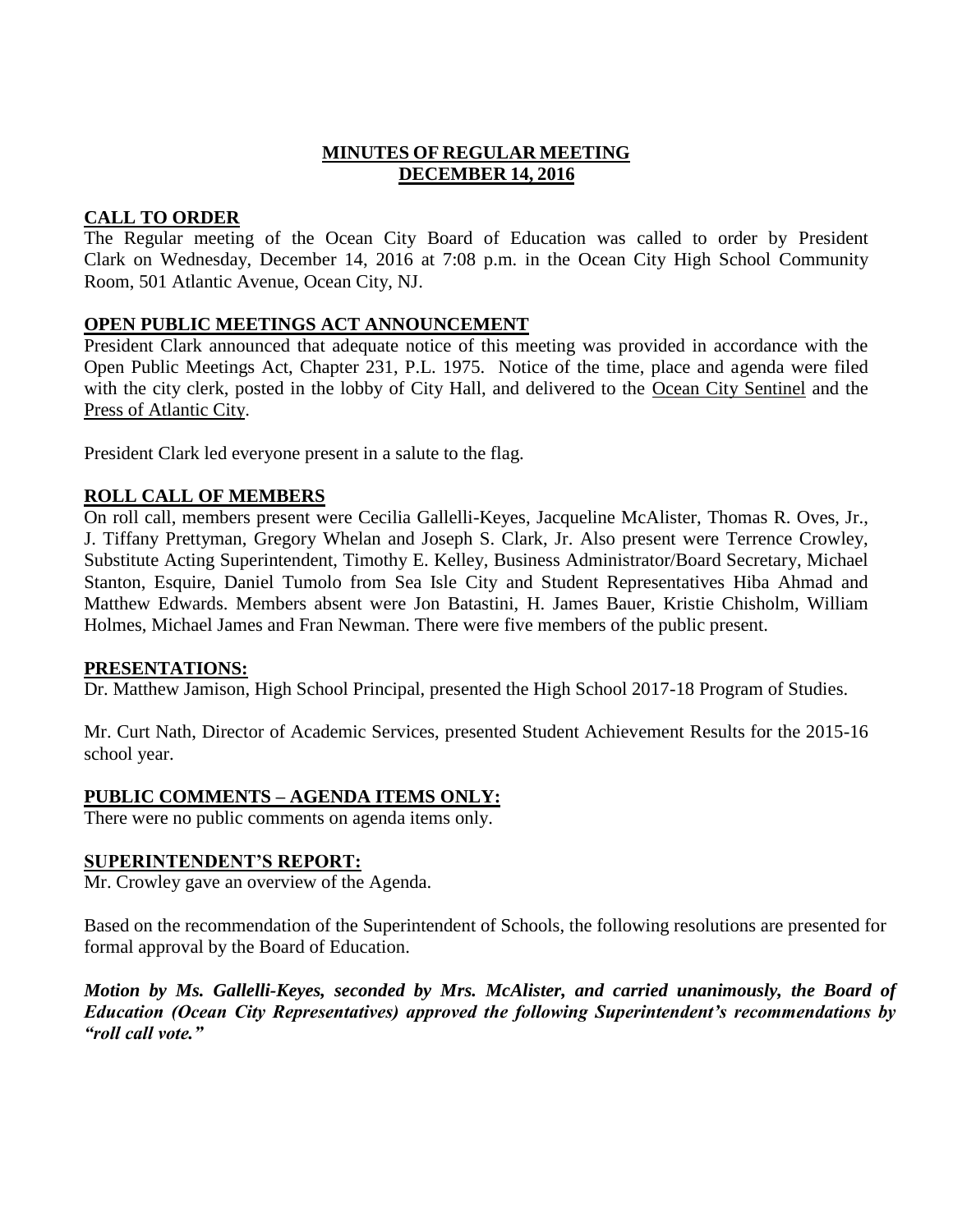# MINUTES OF REGULAR MEETING
## DECEMBER 14, 2016

### CALL TO ORDER

The Regular meeting of the Ocean City Board of Education was called to order by President Clark on Wednesday, December 14, 2016 at 7:08 p.m. in the Ocean City High School Community Room, 501 Atlantic Avenue, Ocean City, NJ.

### OPEN PUBLIC MEETINGS ACT ANNOUNCEMENT

President Clark announced that adequate notice of this meeting was provided in accordance with the Open Public Meetings Act, Chapter 231, P.L. 1975. Notice of the time, place and agenda were filed with the city clerk, posted in the lobby of City Hall, and delivered to the Ocean City Sentinel and the Press of Atlantic City.

President Clark led everyone present in a salute to the flag.

### ROLL CALL OF MEMBERS

On roll call, members present were Cecilia Gallelli-Keyes, Jacqueline McAlister, Thomas R. Oves, Jr., J. Tiffany Prettyman, Gregory Whelan and Joseph S. Clark, Jr. Also present were Terrence Crowley, Substitute Acting Superintendent, Timothy E. Kelley, Business Administrator/Board Secretary, Michael Stanton, Esquire, Daniel Tumolo from Sea Isle City and Student Representatives Hiba Ahmad and Matthew Edwards. Members absent were Jon Batastini, H. James Bauer, Kristie Chisholm, William Holmes, Michael James and Fran Newman. There were five members of the public present.

### PRESENTATIONS:

Dr. Matthew Jamison, High School Principal, presented the High School 2017-18 Program of Studies.

Mr. Curt Nath, Director of Academic Services, presented Student Achievement Results for the 2015-16 school year.

### PUBLIC COMMENTS – AGENDA ITEMS ONLY:

There were no public comments on agenda items only.

### SUPERINTENDENT'S REPORT:

Mr. Crowley gave an overview of the Agenda.

Based on the recommendation of the Superintendent of Schools, the following resolutions are presented for formal approval by the Board of Education.

***Motion by Ms. Gallelli-Keyes, seconded by Mrs. McAlister, and carried unanimously, the Board of Education (Ocean City Representatives) approved the following Superintendent's recommendations by "roll call vote."***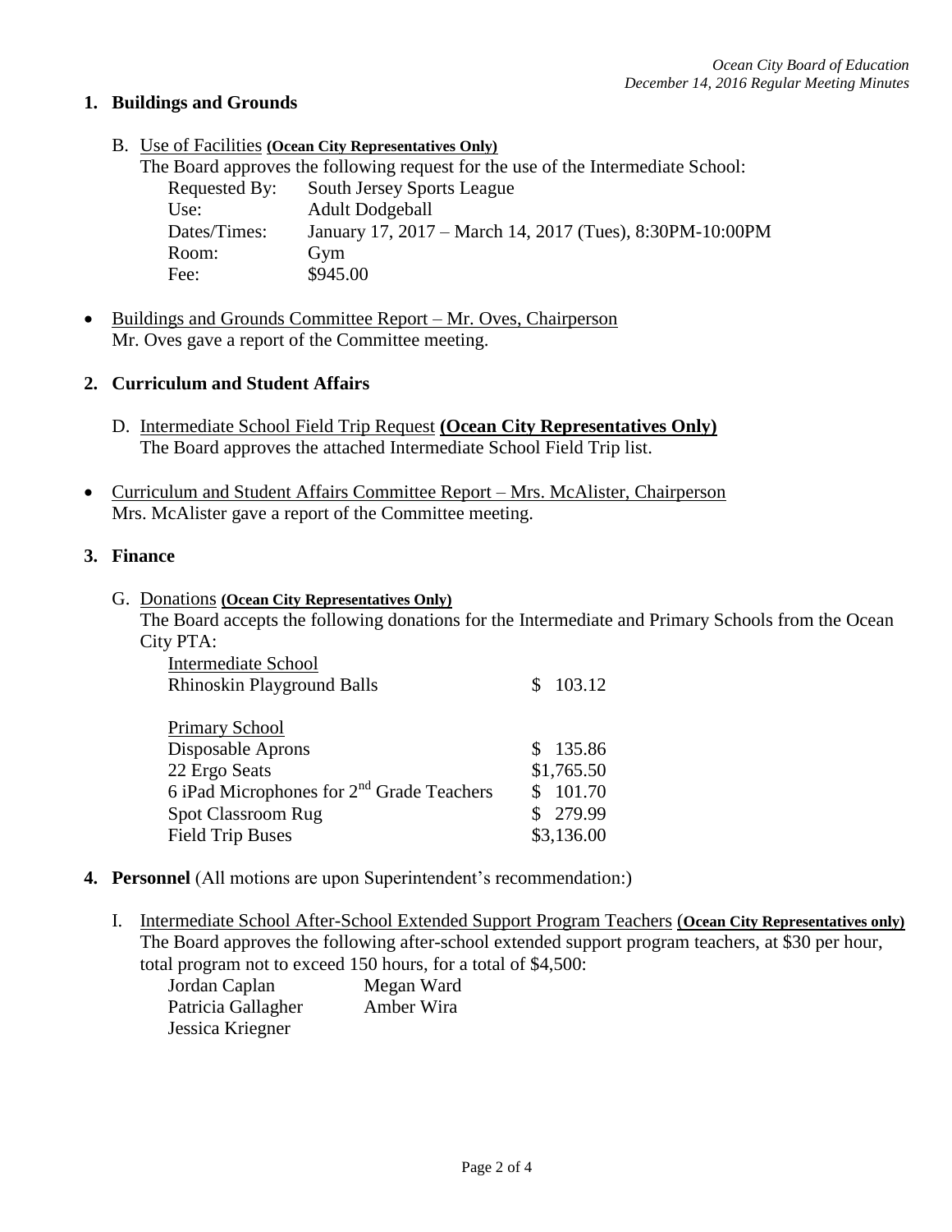1. **Buildings and Grounds**

   B. Use of Facilities **(Ocean City Representatives Only)**
   The Board approves the following request for the use of the Intermediate School:

   | | |
   |---|---|
   | Requested By: | South Jersey Sports League |
   | Use: | Adult Dodgeball |
   | Dates/Times: | January 17, 2017 – March 14, 2017 (Tues), 8:30PM-10:00PM |
   | Room: | Gym |
   | Fee: | $945.00 |

- Buildings and Grounds Committee Report – Mr. Oves, Chairperson
  Mr. Oves gave a report of the Committee meeting.

2. **Curriculum and Student Affairs**

   D. Intermediate School Field Trip Request **(Ocean City Representatives Only)**
   The Board approves the attached Intermediate School Field Trip list.

- Curriculum and Student Affairs Committee Report – Mrs. McAlister, Chairperson
  Mrs. McAlister gave a report of the Committee meeting.

3. **Finance**

   G. Donations **(Ocean City Representatives Only)**
   The Board accepts the following donations for the Intermediate and Primary Schools from the Ocean City PTA:

   | | |
   |---|---|
   | Intermediate School | |
   | Rhinoskin Playground Balls | $ 103.12 |
   | | |
   | Primary School | |
   | Disposable Aprons | $ 135.86 |
   | 22 Ergo Seats | $1,765.50 |
   | 6 iPad Microphones for 2nd Grade Teachers | $ 101.70 |
   | Spot Classroom Rug | $ 279.99 |
   | Field Trip Buses | $3,136.00 |

4. **Personnel** (All motions are upon Superintendent's recommendation:)

   I. Intermediate School After-School Extended Support Program Teachers (**Ocean City Representatives only**)
   The Board approves the following after-school extended support program teachers, at $30 per hour, total program not to exceed 150 hours, for a total of $4,500:

   | | |
   |---|---|
   | Jordan Caplan | Megan Ward |
   | Patricia Gallagher | Amber Wira |
   | Jessica Kriegner | |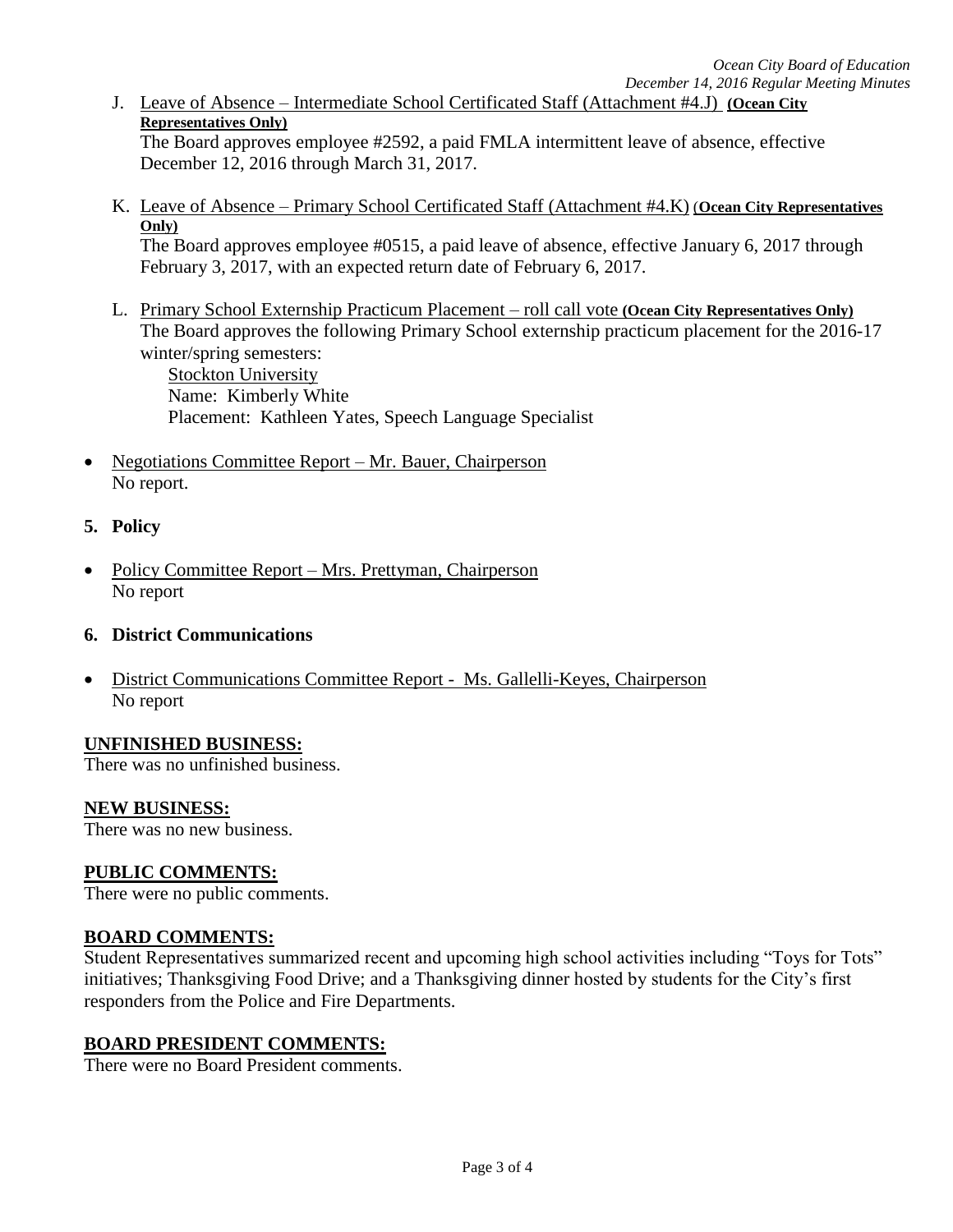J. Leave of Absence – Intermediate School Certificated Staff (Attachment #4.J) **(Ocean City Representatives Only)**
The Board approves employee #2592, a paid FMLA intermittent leave of absence, effective December 12, 2016 through March 31, 2017.

K. Leave of Absence – Primary School Certificated Staff (Attachment #4.K) (**Ocean City Representatives Only)**
The Board approves employee #0515, a paid leave of absence, effective January 6, 2017 through February 3, 2017, with an expected return date of February 6, 2017.

L. Primary School Externship Practicum Placement – roll call vote **(Ocean City Representatives Only)**
The Board approves the following Primary School externship practicum placement for the 2016-17 winter/spring semesters:
Stockton University
Name: Kimberly White
Placement: Kathleen Yates, Speech Language Specialist

- Negotiations Committee Report – Mr. Bauer, Chairperson
No report.

**5. Policy**

- Policy Committee Report – Mrs. Prettyman, Chairperson
No report

**6. District Communications**

- District Communications Committee Report - Ms. Gallelli-Keyes, Chairperson
No report

**UNFINISHED BUSINESS:**
There was no unfinished business.

**NEW BUSINESS:**
There was no new business.

**PUBLIC COMMENTS:**
There were no public comments.

**BOARD COMMENTS:**
Student Representatives summarized recent and upcoming high school activities including "Toys for Tots" initiatives; Thanksgiving Food Drive; and a Thanksgiving dinner hosted by students for the City's first responders from the Police and Fire Departments.

**BOARD PRESIDENT COMMENTS:**
There were no Board President comments.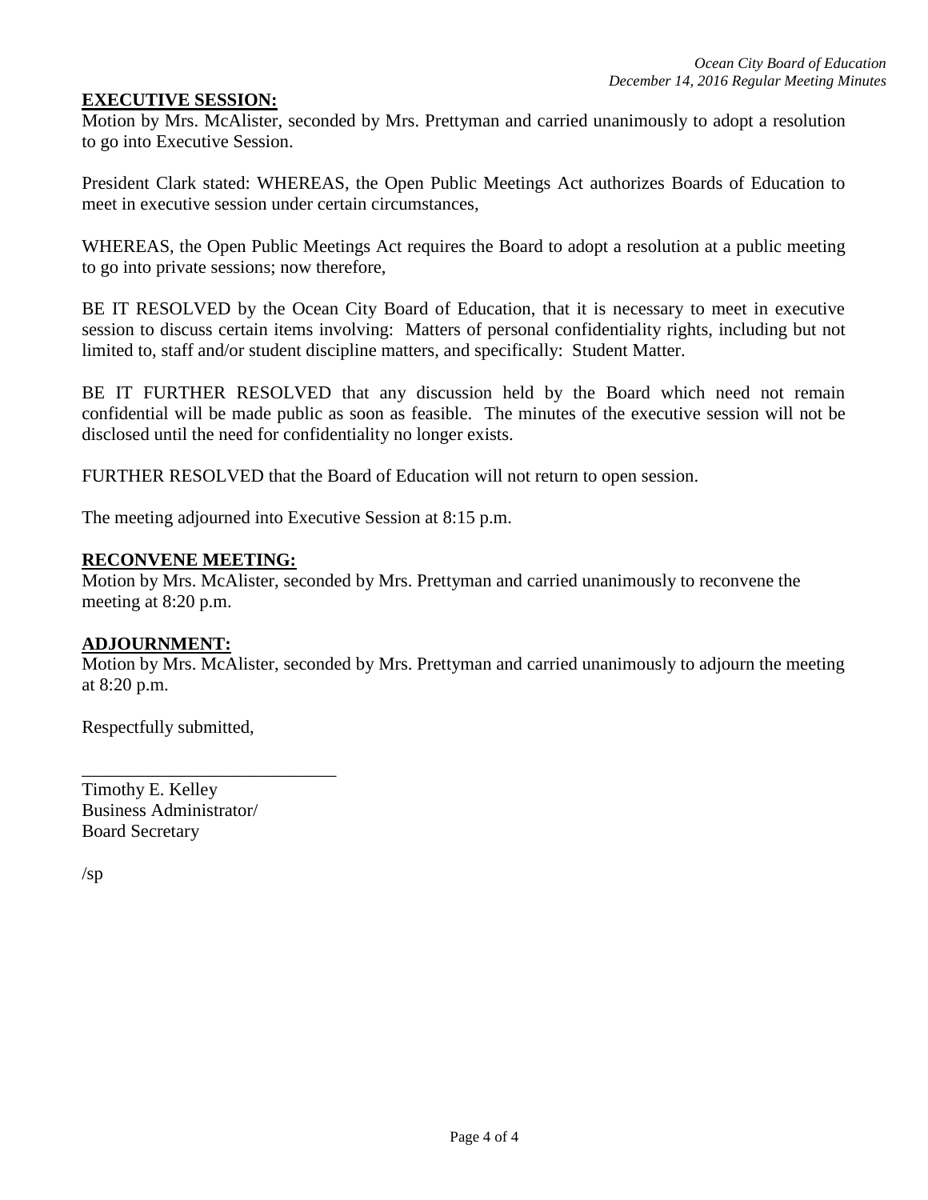**EXECUTIVE SESSION:**

Motion by Mrs. McAlister, seconded by Mrs. Prettyman and carried unanimously to adopt a resolution to go into Executive Session.

President Clark stated: WHEREAS, the Open Public Meetings Act authorizes Boards of Education to meet in executive session under certain circumstances,

WHEREAS, the Open Public Meetings Act requires the Board to adopt a resolution at a public meeting to go into private sessions; now therefore,

BE IT RESOLVED by the Ocean City Board of Education, that it is necessary to meet in executive session to discuss certain items involving: Matters of personal confidentiality rights, including but not limited to, staff and/or student discipline matters, and specifically: Student Matter.

BE IT FURTHER RESOLVED that any discussion held by the Board which need not remain confidential will be made public as soon as feasible. The minutes of the executive session will not be disclosed until the need for confidentiality no longer exists.

FURTHER RESOLVED that the Board of Education will not return to open session.

The meeting adjourned into Executive Session at 8:15 p.m.

**RECONVENE MEETING:**

Motion by Mrs. McAlister, seconded by Mrs. Prettyman and carried unanimously to reconvene the meeting at 8:20 p.m.

**ADJOURNMENT:**

Motion by Mrs. McAlister, seconded by Mrs. Prettyman and carried unanimously to adjourn the meeting at 8:20 p.m.

Respectfully submitted,

\_\_\_\_\_\_\_\_\_\_\_\_\_\_\_\_\_\_\_\_\_\_\_\_\_\_\_\_

Timothy E. Kelley
Business Administrator/
Board Secretary

/sp